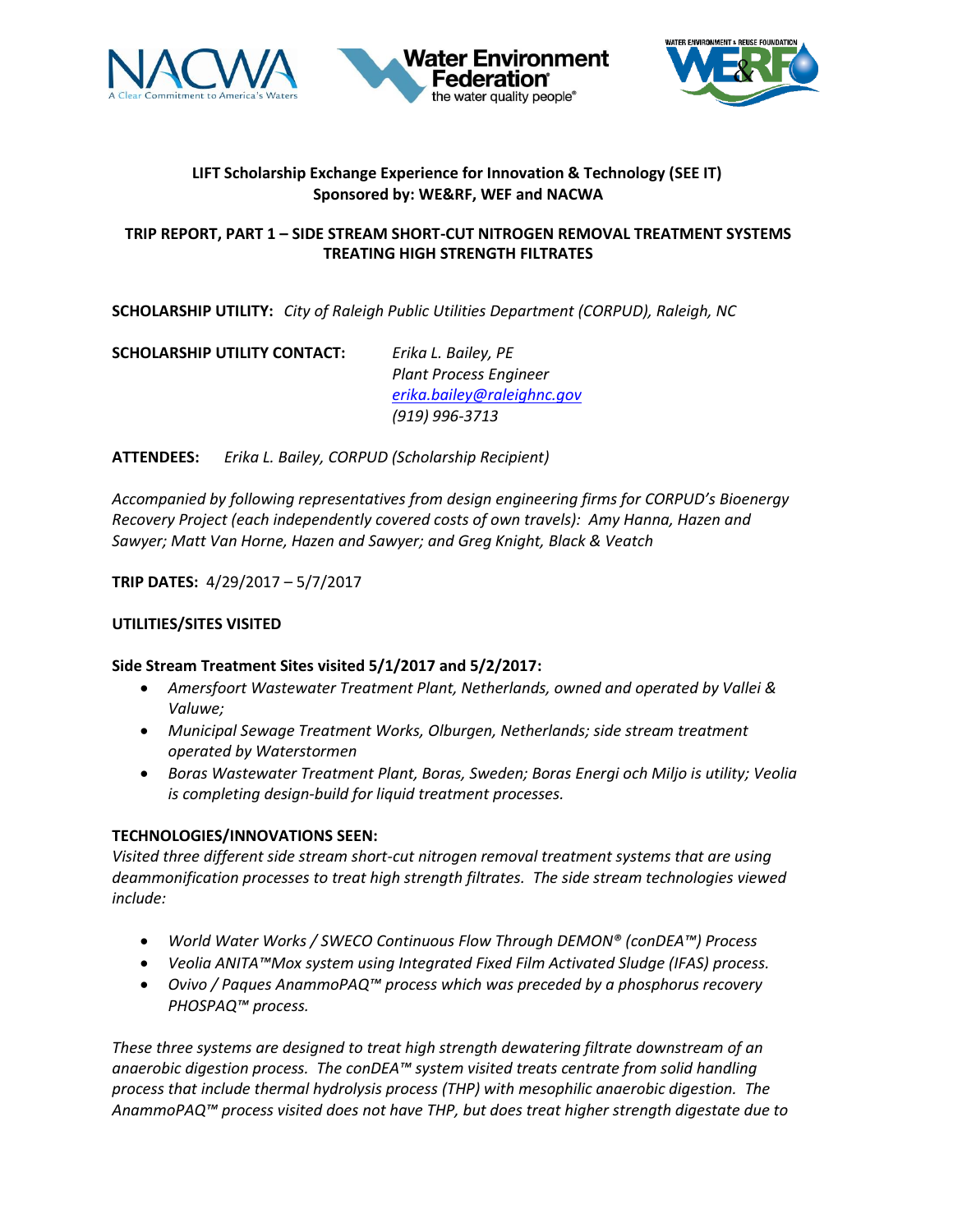**LIFT Scholarship Exchange Experience for Innovation & Technology (SEE IT)**
**Sponsored by: WE&RF, WEF and NACWA**

**TRIP REPORT, PART 1 – SIDE STREAM SHORT-CUT NITROGEN REMOVAL TREATMENT SYSTEMS TREATING HIGH STRENGTH FILTRATES**

**SCHOLARSHIP UTILITY:** *City of Raleigh Public Utilities Department (CORPUD), Raleigh, NC*

**SCHOLARSHIP UTILITY CONTACT:** *Erika L. Bailey, PE*
*Plant Process Engineer*
*erika.bailey@raleighnc.gov*
*(919) 996-3713*

**ATTENDEES:** *Erika L. Bailey, CORPUD (Scholarship Recipient)*

*Accompanied by following representatives from design engineering firms for CORPUD's Bioenergy Recovery Project (each independently covered costs of own travels): Amy Hanna, Hazen and Sawyer; Matt Van Horne, Hazen and Sawyer; and Greg Knight, Black & Veatch*

**TRIP DATES:** 4/29/2017 – 5/7/2017

**UTILITIES/SITES VISITED**

**Side Stream Treatment Sites visited 5/1/2017 and 5/2/2017:**

- *Amersfoort Wastewater Treatment Plant, Netherlands, owned and operated by Vallei & Valuwe;*
- *Municipal Sewage Treatment Works, Olburgen, Netherlands; side stream treatment operated by Waterstormen*
- *Boras Wastewater Treatment Plant, Boras, Sweden; Boras Energi och Miljo is utility; Veolia is completing design-build for liquid treatment processes.*

**TECHNOLOGIES/INNOVATIONS SEEN:**
*Visited three different side stream short-cut nitrogen removal treatment systems that are using deammonification processes to treat high strength filtrates. The side stream technologies viewed include:*

- *World Water Works / SWECO Continuous Flow Through DEMON® (conDEA™) Process*
- *Veolia ANITA™Mox system using Integrated Fixed Film Activated Sludge (IFAS) process.*
- *Ovivo / Paques AnammoPAQ™ process which was preceded by a phosphorus recovery PHOSPAQ™ process.*

*These three systems are designed to treat high strength dewatering filtrate downstream of an anaerobic digestion process. The conDEA™ system visited treats centrate from solid handling process that include thermal hydrolysis process (THP) with mesophilic anaerobic digestion. The AnammoPAQ™ process visited does not have THP, but does treat higher strength digestate due to*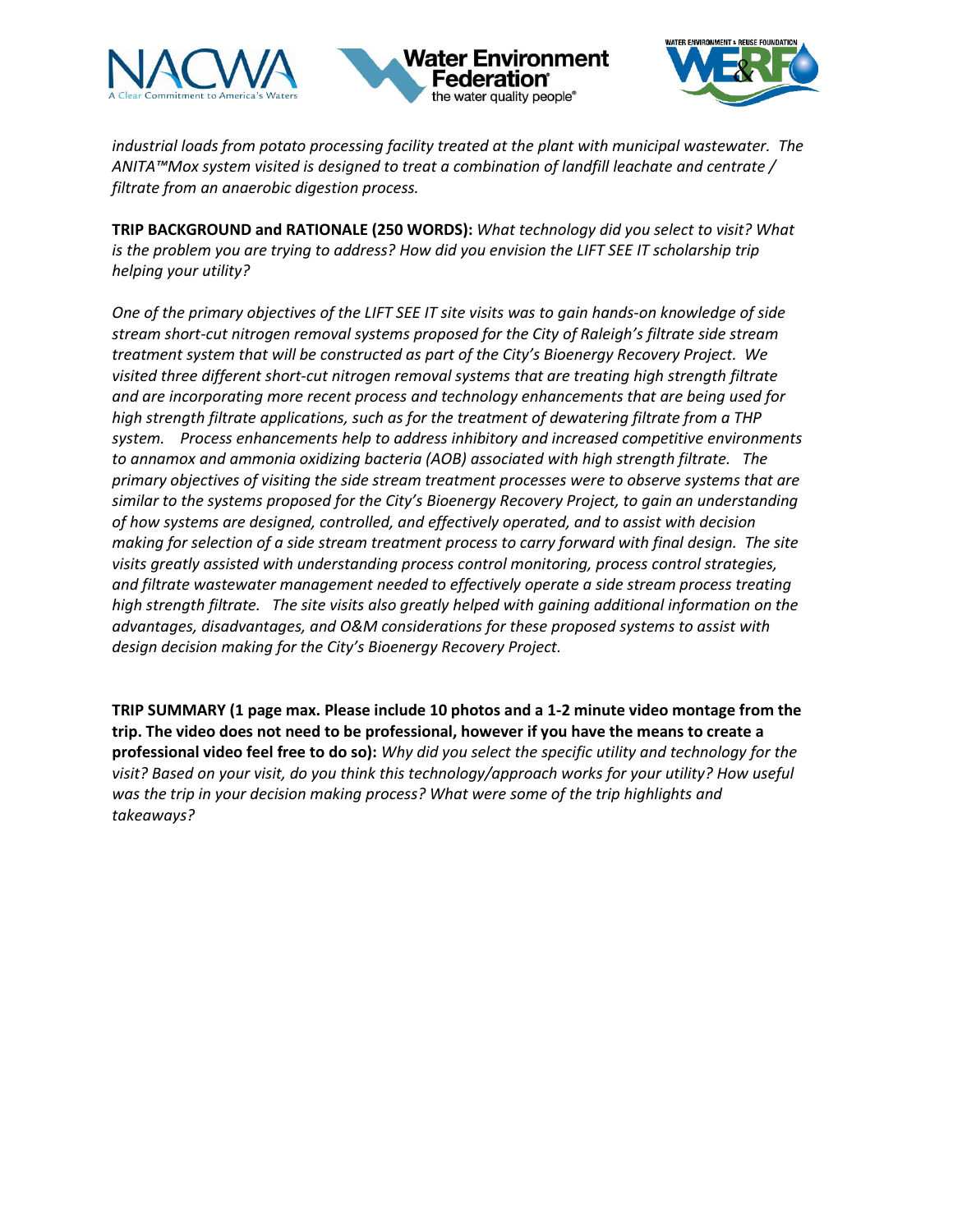*industrial loads from potato processing facility treated at the plant with municipal wastewater. The ANITA™Mox system visited is designed to treat a combination of landfill leachate and centrate / filtrate from an anaerobic digestion process.*

**TRIP BACKGROUND and RATIONALE (250 WORDS):** *What technology did you select to visit? What is the problem you are trying to address? How did you envision the LIFT SEE IT scholarship trip helping your utility?*

*One of the primary objectives of the LIFT SEE IT site visits was to gain hands-on knowledge of side stream short-cut nitrogen removal systems proposed for the City of Raleigh's filtrate side stream treatment system that will be constructed as part of the City's Bioenergy Recovery Project. We visited three different short-cut nitrogen removal systems that are treating high strength filtrate and are incorporating more recent process and technology enhancements that are being used for high strength filtrate applications, such as for the treatment of dewatering filtrate from a THP system. Process enhancements help to address inhibitory and increased competitive environments to annamox and ammonia oxidizing bacteria (AOB) associated with high strength filtrate. The primary objectives of visiting the side stream treatment processes were to observe systems that are similar to the systems proposed for the City's Bioenergy Recovery Project, to gain an understanding of how systems are designed, controlled, and effectively operated, and to assist with decision making for selection of a side stream treatment process to carry forward with final design. The site visits greatly assisted with understanding process control monitoring, process control strategies, and filtrate wastewater management needed to effectively operate a side stream process treating high strength filtrate. The site visits also greatly helped with gaining additional information on the advantages, disadvantages, and O&M considerations for these proposed systems to assist with design decision making for the City's Bioenergy Recovery Project.*

**TRIP SUMMARY (1 page max. Please include 10 photos and a 1-2 minute video montage from the trip. The video does not need to be professional, however if you have the means to create a professional video feel free to do so):** *Why did you select the specific utility and technology for the visit? Based on your visit, do you think this technology/approach works for your utility? How useful was the trip in your decision making process? What were some of the trip highlights and takeaways?*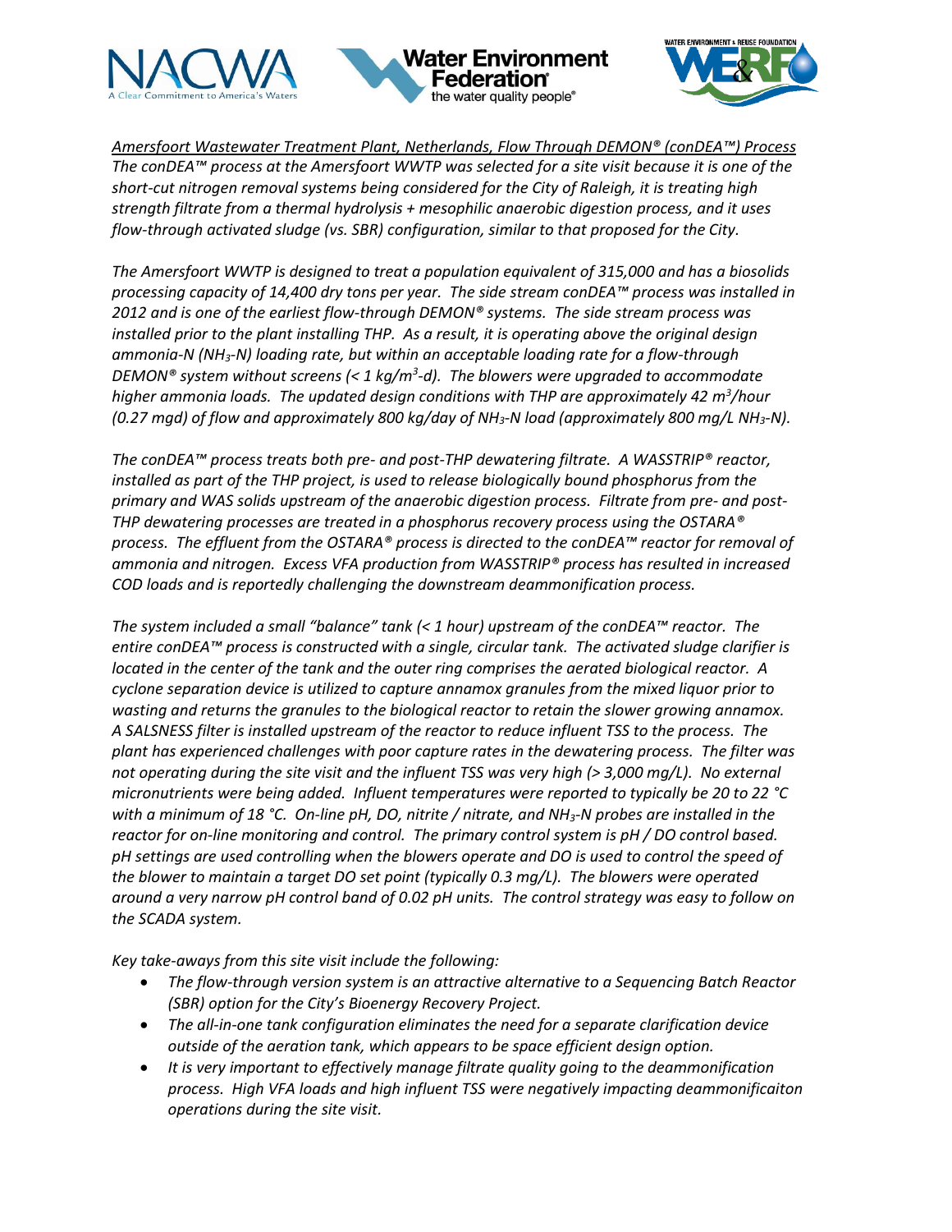*<u>Amersfoort Wastewater Treatment Plant, Netherlands, Flow Through DEMON® (conDEA™) Process</u>*
*The conDEA™ process at the Amersfoort WWTP was selected for a site visit because it is one of the short-cut nitrogen removal systems being considered for the City of Raleigh, it is treating high strength filtrate from a thermal hydrolysis + mesophilic anaerobic digestion process, and it uses flow-through activated sludge (vs. SBR) configuration, similar to that proposed for the City.*

*The Amersfoort WWTP is designed to treat a population equivalent of 315,000 and has a biosolids processing capacity of 14,400 dry tons per year. The side stream conDEA™ process was installed in 2012 and is one of the earliest flow-through DEMON® systems. The side stream process was installed prior to the plant installing THP. As a result, it is operating above the original design ammonia-N ($NH_3$-N) loading rate, but within an acceptable loading rate for a flow-through DEMON® system without screens (< 1 kg/$m^3$-d). The blowers were upgraded to accommodate higher ammonia loads. The updated design conditions with THP are approximately 42 $m^3$/hour (0.27 mgd) of flow and approximately 800 kg/day of $NH_3$-N load (approximately 800 mg/L $NH_3$-N).*

*The conDEA™ process treats both pre- and post-THP dewatering filtrate. A WASSTRIP® reactor, installed as part of the THP project, is used to release biologically bound phosphorus from the primary and WAS solids upstream of the anaerobic digestion process. Filtrate from pre- and post-THP dewatering processes are treated in a phosphorus recovery process using the OSTARA® process. The effluent from the OSTARA® process is directed to the conDEA™ reactor for removal of ammonia and nitrogen. Excess VFA production from WASSTRIP® process has resulted in increased COD loads and is reportedly challenging the downstream deammonification process.*

*The system included a small "balance" tank (< 1 hour) upstream of the conDEA™ reactor. The entire conDEA™ process is constructed with a single, circular tank. The activated sludge clarifier is located in the center of the tank and the outer ring comprises the aerated biological reactor. A cyclone separation device is utilized to capture annamox granules from the mixed liquor prior to wasting and returns the granules to the biological reactor to retain the slower growing annamox. A SALSNESS filter is installed upstream of the reactor to reduce influent TSS to the process. The plant has experienced challenges with poor capture rates in the dewatering process. The filter was not operating during the site visit and the influent TSS was very high (> 3,000 mg/L). No external micronutrients were being added. Influent temperatures were reported to typically be 20 to 22 °C with a minimum of 18 °C. On-line pH, DO, nitrite / nitrate, and $NH_3$-N probes are installed in the reactor for on-line monitoring and control. The primary control system is pH / DO control based. pH settings are used controlling when the blowers operate and DO is used to control the speed of the blower to maintain a target DO set point (typically 0.3 mg/L). The blowers were operated around a very narrow pH control band of 0.02 pH units. The control strategy was easy to follow on the SCADA system.*

*Key take-aways from this site visit include the following:*

- *The flow-through version system is an attractive alternative to a Sequencing Batch Reactor (SBR) option for the City's Bioenergy Recovery Project.*
- *The all-in-one tank configuration eliminates the need for a separate clarification device outside of the aeration tank, which appears to be space efficient design option.*
- *It is very important to effectively manage filtrate quality going to the deammonification process. High VFA loads and high influent TSS were negatively impacting deammonificaiton operations during the site visit.*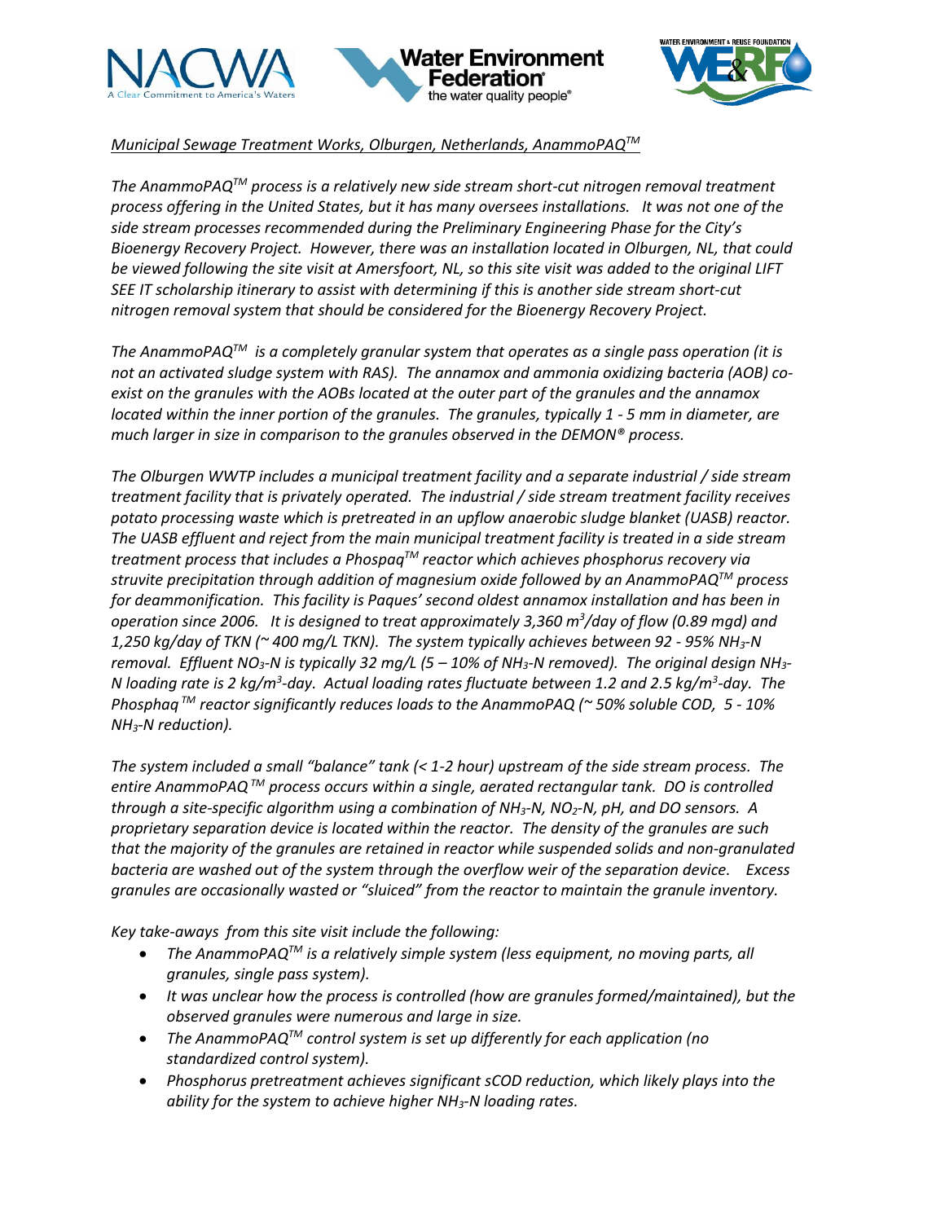*Municipal Sewage Treatment Works, Olburgen, Netherlands, AnammoPAQ™*

*The AnammoPAQ™ process is a relatively new side stream short-cut nitrogen removal treatment process offering in the United States, but it has many oversees installations. It was not one of the side stream processes recommended during the Preliminary Engineering Phase for the City's Bioenergy Recovery Project. However, there was an installation located in Olburgen, NL, that could be viewed following the site visit at Amersfoort, NL, so this site visit was added to the original LIFT SEE IT scholarship itinerary to assist with determining if this is another side stream short-cut nitrogen removal system that should be considered for the Bioenergy Recovery Project.*

*The AnammoPAQ™ is a completely granular system that operates as a single pass operation (it is not an activated sludge system with RAS). The annamox and ammonia oxidizing bacteria (AOB) co-exist on the granules with the AOBs located at the outer part of the granules and the annamox located within the inner portion of the granules. The granules, typically 1 - 5 mm in diameter, are much larger in size in comparison to the granules observed in the DEMON® process.*

*The Olburgen WWTP includes a municipal treatment facility and a separate industrial / side stream treatment facility that is privately operated. The industrial / side stream treatment facility receives potato processing waste which is pretreated in an upflow anaerobic sludge blanket (UASB) reactor. The UASB effluent and reject from the main municipal treatment facility is treated in a side stream treatment process that includes a Phospaq™ reactor which achieves phosphorus recovery via struvite precipitation through addition of magnesium oxide followed by an AnammoPAQ™ process for deammonification. This facility is Paques' second oldest annamox installation and has been in operation since 2006. It is designed to treat approximately 3,360 $m^3$/day of flow (0.89 mgd) and 1,250 kg/day of TKN (~ 400 mg/L TKN). The system typically achieves between 92 - 95% $NH_3$-N removal. Effluent $NO_3$-N is typically 32 mg/L (5 – 10% of $NH_3$-N removed). The original design $NH_3$-N loading rate is 2 kg/$m^3$-day. Actual loading rates fluctuate between 1.2 and 2.5 kg/$m^3$-day. The Phosphaq ™ reactor significantly reduces loads to the AnammoPAQ (~ 50% soluble COD, 5 - 10% $NH_3$-N reduction).*

*The system included a small "balance" tank (< 1-2 hour) upstream of the side stream process. The entire AnammoPAQ ™ process occurs within a single, aerated rectangular tank. DO is controlled through a site-specific algorithm using a combination of $NH_3$-N, $NO_2$-N, pH, and DO sensors. A proprietary separation device is located within the reactor. The density of the granules are such that the majority of the granules are retained in reactor while suspended solids and non-granulated bacteria are washed out of the system through the overflow weir of the separation device. Excess granules are occasionally wasted or "sluiced" from the reactor to maintain the granule inventory.*

*Key take-aways from this site visit include the following:*

- *The AnammoPAQ™ is a relatively simple system (less equipment, no moving parts, all granules, single pass system).*
- *It was unclear how the process is controlled (how are granules formed/maintained), but the observed granules were numerous and large in size.*
- *The AnammoPAQ™ control system is set up differently for each application (no standardized control system).*
- *Phosphorus pretreatment achieves significant sCOD reduction, which likely plays into the ability for the system to achieve higher $NH_3$-N loading rates.*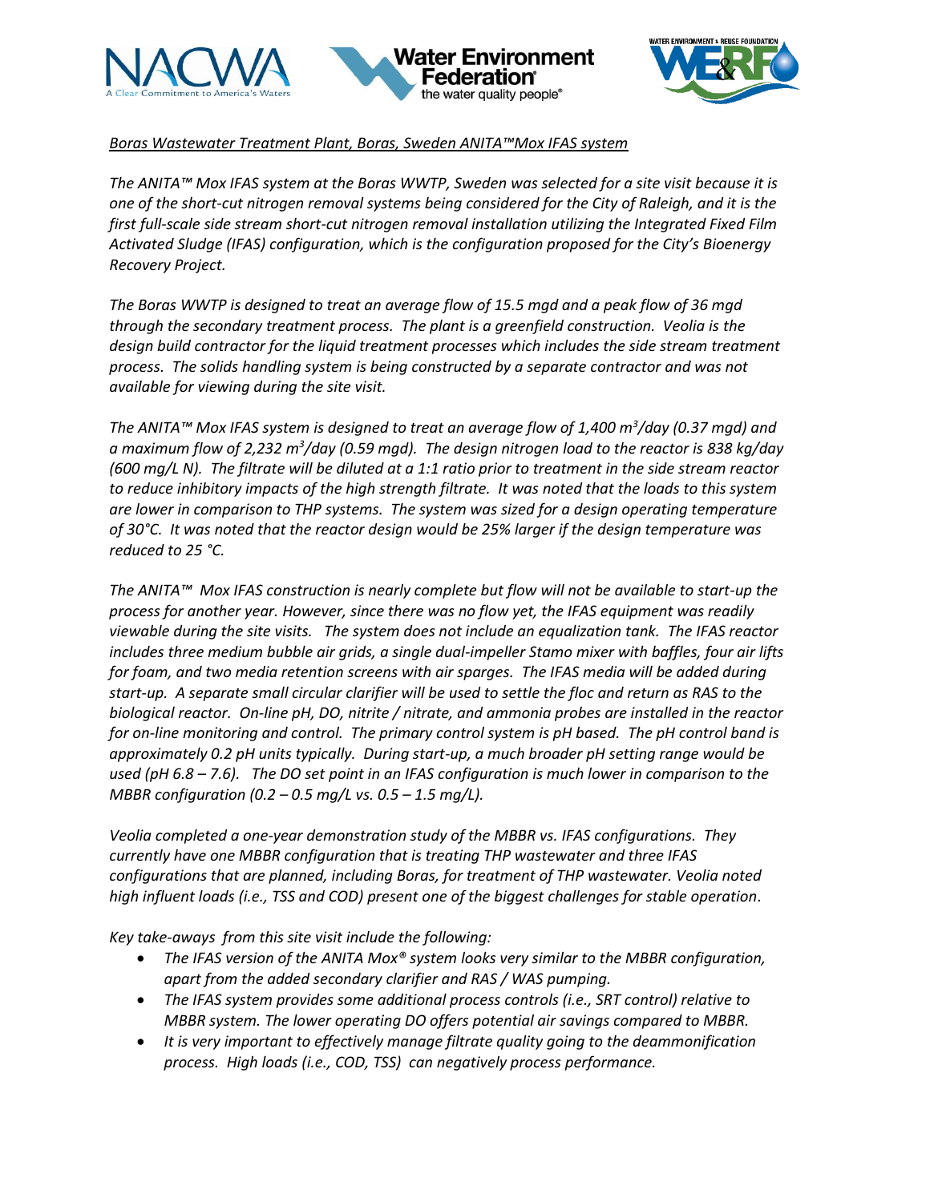*Boras Wastewater Treatment Plant, Boras, Sweden ANITA™Mox IFAS system*

*The ANITA™ Mox IFAS system at the Boras WWTP, Sweden was selected for a site visit because it is one of the short-cut nitrogen removal systems being considered for the City of Raleigh, and it is the first full-scale side stream short-cut nitrogen removal installation utilizing the Integrated Fixed Film Activated Sludge (IFAS) configuration, which is the configuration proposed for the City's Bioenergy Recovery Project.*

*The Boras WWTP is designed to treat an average flow of 15.5 mgd and a peak flow of 36 mgd through the secondary treatment process. The plant is a greenfield construction. Veolia is the design build contractor for the liquid treatment processes which includes the side stream treatment process. The solids handling system is being constructed by a separate contractor and was not available for viewing during the site visit.*

*The ANITA™ Mox IFAS system is designed to treat an average flow of 1,400 $m^3$/day (0.37 mgd) and a maximum flow of 2,232 $m^3$/day (0.59 mgd). The design nitrogen load to the reactor is 838 kg/day (600 mg/L N). The filtrate will be diluted at a 1:1 ratio prior to treatment in the side stream reactor to reduce inhibitory impacts of the high strength filtrate. It was noted that the loads to this system are lower in comparison to THP systems. The system was sized for a design operating temperature of 30°C. It was noted that the reactor design would be 25% larger if the design temperature was reduced to 25 °C.*

*The ANITA™ Mox IFAS construction is nearly complete but flow will not be available to start-up the process for another year. However, since there was no flow yet, the IFAS equipment was readily viewable during the site visits. The system does not include an equalization tank. The IFAS reactor includes three medium bubble air grids, a single dual-impeller Stamo mixer with baffles, four air lifts for foam, and two media retention screens with air sparges. The IFAS media will be added during start-up. A separate small circular clarifier will be used to settle the floc and return as RAS to the biological reactor. On-line pH, DO, nitrite / nitrate, and ammonia probes are installed in the reactor for on-line monitoring and control. The primary control system is pH based. The pH control band is approximately 0.2 pH units typically. During start-up, a much broader pH setting range would be used (pH 6.8 – 7.6). The DO set point in an IFAS configuration is much lower in comparison to the MBBR configuration (0.2 – 0.5 mg/L vs. 0.5 – 1.5 mg/L).*

*Veolia completed a one-year demonstration study of the MBBR vs. IFAS configurations. They currently have one MBBR configuration that is treating THP wastewater and three IFAS configurations that are planned, including Boras, for treatment of THP wastewater. Veolia noted high influent loads (i.e., TSS and COD) present one of the biggest challenges for stable operation.*

*Key take-aways from this site visit include the following:*

- *The IFAS version of the ANITA Mox® system looks very similar to the MBBR configuration, apart from the added secondary clarifier and RAS / WAS pumping.*
- *The IFAS system provides some additional process controls (i.e., SRT control) relative to MBBR system. The lower operating DO offers potential air savings compared to MBBR.*
- *It is very important to effectively manage filtrate quality going to the deammonification process. High loads (i.e., COD, TSS) can negatively process performance.*